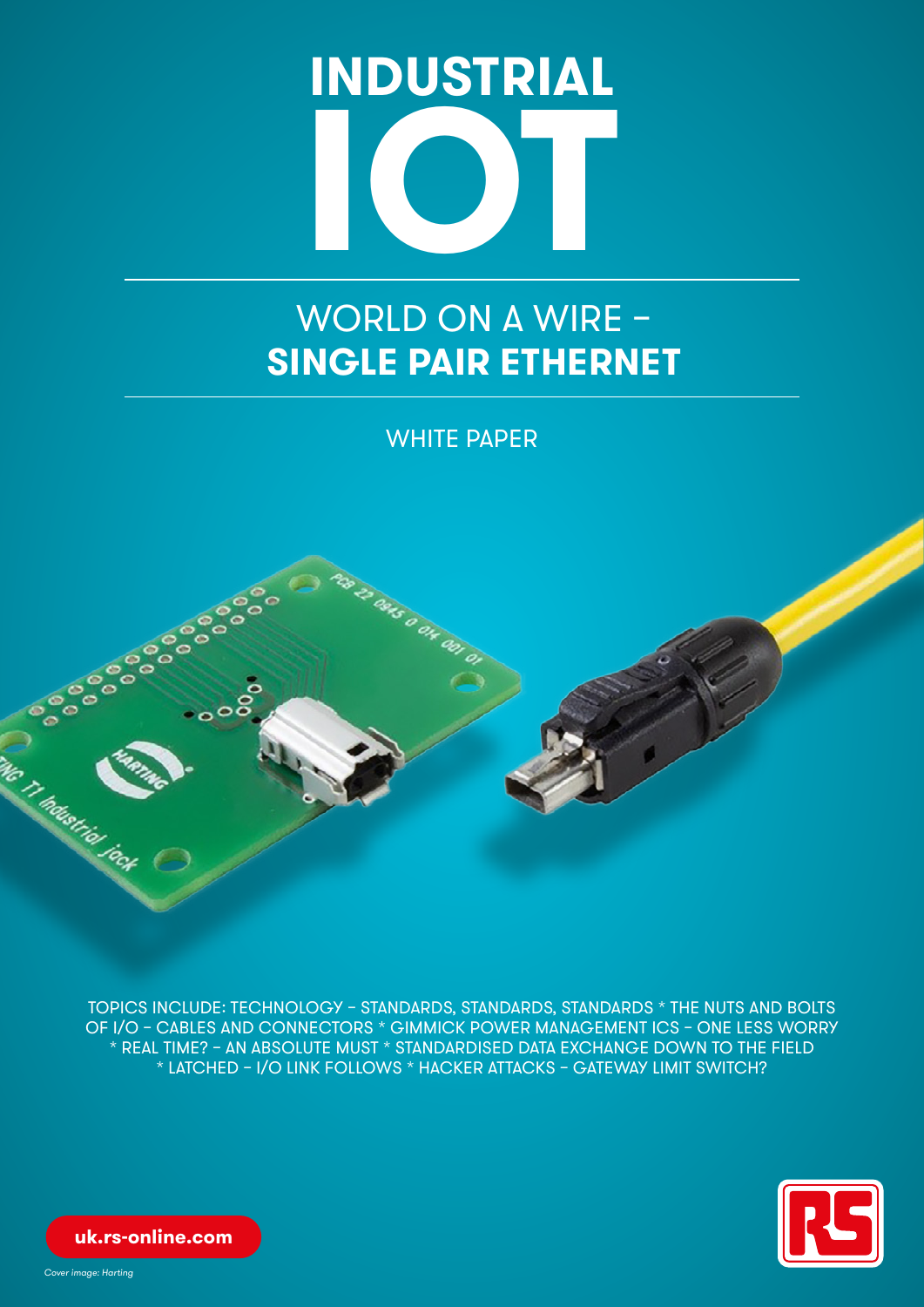# INDUSTRIAL IOT

## WORLD ON A WIRE – SINGLE PAIR ETHERNET

WHITE PAPER

TOPICS INCLUDE: TECHNOLOGY – STANDARDS, STANDARDS, STANDARDS * THE NUTS AND BOLTS OF I/O – CABLES AND CONNECTORS * GIMMICK POWER MANAGEMENT ICS – ONE LESS WORRY * REAL TIME? – AN ABSOLUTE MUST * STANDARDISED DATA EXCHANGE DOWN TO THE FIELD * LATCHED – I/O LINK FOLLOWS * HACKER ATTACKS – GATEWAY LIMIT SWITCH?

uk.rs-online.com

*Cover image: Harting*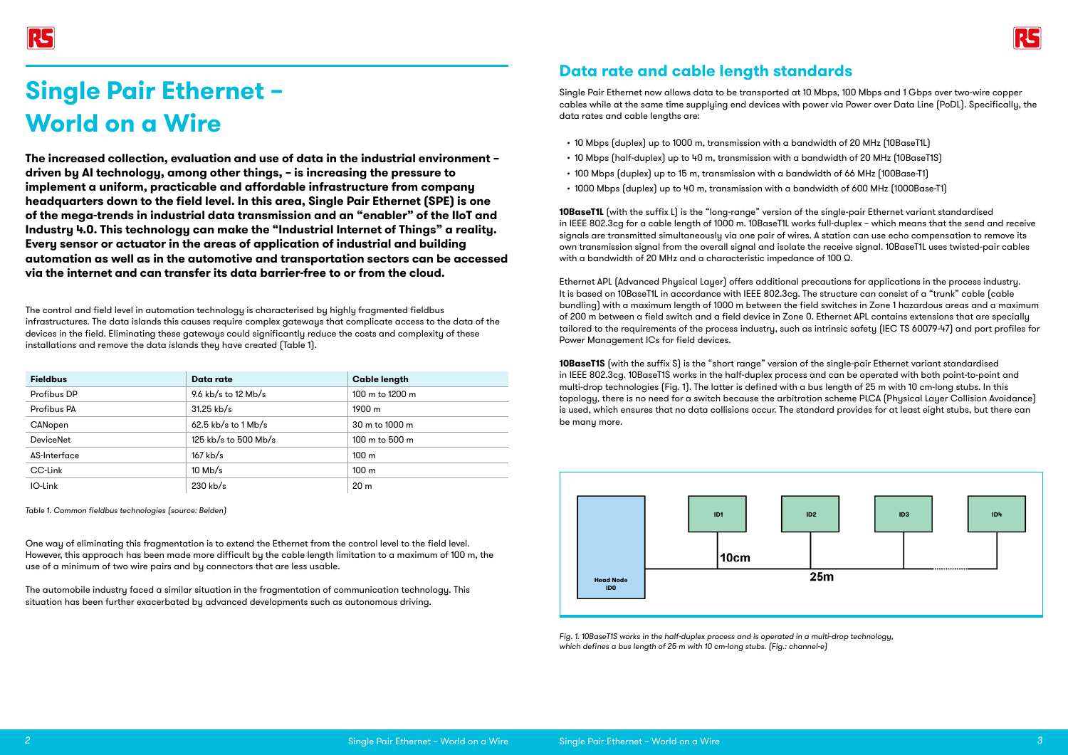# Single Pair Ethernet – World on a Wire

**The increased collection, evaluation and use of data in the industrial environment – driven by AI technology, among other things, – is increasing the pressure to implement a uniform, practicable and affordable infrastructure from company headquarters down to the field level. In this area, Single Pair Ethernet (SPE) is one of the mega-trends in industrial data transmission and an "enabler" of the IIoT and Industry 4.0. This technology can make the "Industrial Internet of Things" a reality. Every sensor or actuator in the areas of application of industrial and building automation as well as in the automotive and transportation sectors can be accessed via the internet and can transfer its data barrier-free to or from the cloud.**

The control and field level in automation technology is characterised by highly fragmented fieldbus infrastructures. The data islands this causes require complex gateways that complicate access to the data of the devices in the field. Eliminating these gateways could significantly reduce the costs and complexity of these installations and remove the data islands they have created (Table 1).

| Fieldbus | Data rate | Cable length |
|---|---|---|
| Profibus DP | 9.6 kb/s to 12 Mb/s | 100 m to 1200 m |
| Profibus PA | 31.25 kb/s | 1900 m |
| CANopen | 62.5 kb/s to 1 Mb/s | 30 m to 1000 m |
| DeviceNet | 125 kb/s to 500 Mb/s | 100 m to 500 m |
| AS-Interface | 167 kb/s | 100 m |
| CC-Link | 10 Mb/s | 100 m |
| IO-Link | 230 kb/s | 20 m |

*Table 1. Common fieldbus technologies (source: Belden)*

One way of eliminating this fragmentation is to extend the Ethernet from the control level to the field level. However, this approach has been made more difficult by the cable length limitation to a maximum of 100 m, the use of a minimum of two wire pairs and by connectors that are less usable.

The automobile industry faced a similar situation in the fragmentation of communication technology. This situation has been further exacerbated by advanced developments such as autonomous driving.

## Data rate and cable length standards

Single Pair Ethernet now allows data to be transported at 10 Mbps, 100 Mbps and 1 Gbps over two-wire copper cables while at the same time supplying end devices with power via Power over Data Line (PoDL). Specifically, the data rates and cable lengths are:

- 10 Mbps (duplex) up to 1000 m, transmission with a bandwidth of 20 MHz (10BaseT1L)
- 10 Mbps (half-duplex) up to 40 m, transmission with a bandwidth of 20 MHz (10BaseT1S)
- 100 Mbps (duplex) up to 15 m, transmission with a bandwidth of 66 MHz (100Base-T1)
- 1000 Mbps (duplex) up to 40 m, transmission with a bandwidth of 600 MHz (1000Base-T1)

**10BaseT1L** (with the suffix L) is the "long-range" version of the single-pair Ethernet variant standardised in IEEE 802.3cg for a cable length of 1000 m. 10BaseT1L works full-duplex – which means that the send and receive signals are transmitted simultaneously via one pair of wires. A station can use echo compensation to remove its own transmission signal from the overall signal and isolate the receive signal. 10BaseT1L uses twisted-pair cables with a bandwidth of 20 MHz and a characteristic impedance of 100 Ω.

Ethernet APL (Advanced Physical Layer) offers additional precautions for applications in the process industry. It is based on 10BaseT1L in accordance with IEEE 802.3cg. The structure can consist of a "trunk" cable (cable bundling) with a maximum length of 1000 m between the field switches in Zone 1 hazardous areas and a maximum of 200 m between a field switch and a field device in Zone 0. Ethernet APL contains extensions that are specially tailored to the requirements of the process industry, such as intrinsic safety (IEC TS 60079-47) and port profiles for Power Management ICs for field devices.

**10BaseT1S** (with the suffix S) is the "short range" version of the single-pair Ethernet variant standardised in IEEE 802.3cg. 10BaseT1S works in the half-duplex process and can be operated with both point-to-point and multi-drop technologies (Fig. 1). The latter is defined with a bus length of 25 m with 10 cm-long stubs. In this topology, there is no need for a switch because the arbitration scheme PLCA (Physical Layer Collision Avoidance) is used, which ensures that no data collisions occur. The standard provides for at least eight stubs, but there can be many more.

*Fig. 1. 10BaseT1S works in the half-duplex process and is operated in a multi-drop technology, which defines a bus length of 25 m with 10 cm-long stubs. (Fig.: channel-e)*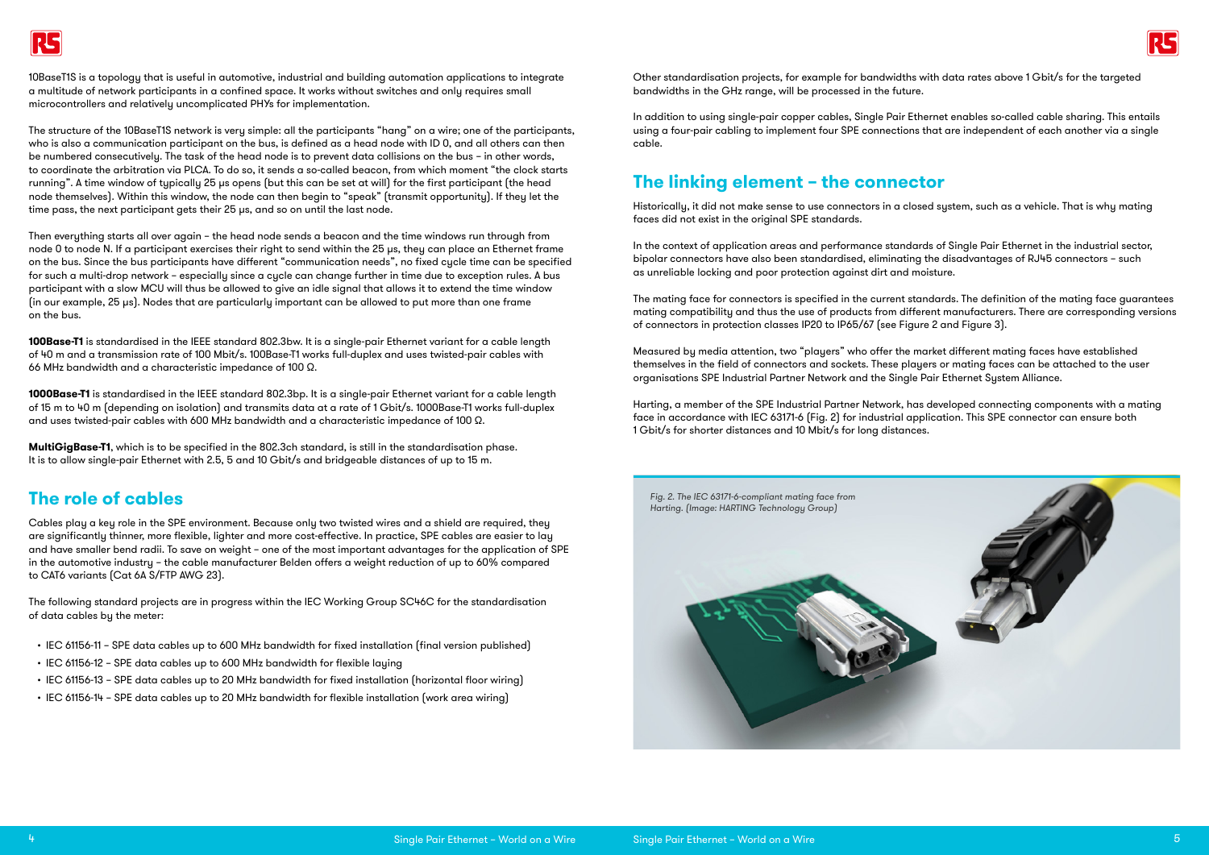10BaseT1S is a topology that is useful in automotive, industrial and building automation applications to integrate a multitude of network participants in a confined space. It works without switches and only requires small microcontrollers and relatively uncomplicated PHYs for implementation.

The structure of the 10BaseT1S network is very simple: all the participants "hang" on a wire; one of the participants, who is also a communication participant on the bus, is defined as a head node with ID 0, and all others can then be numbered consecutively. The task of the head node is to prevent data collisions on the bus – in other words, to coordinate the arbitration via PLCA. To do so, it sends a so-called beacon, from which moment "the clock starts running". A time window of typically 25 µs opens (but this can be set at will) for the first participant (the head node themselves). Within this window, the node can then begin to "speak" (transmit opportunity). If they let the time pass, the next participant gets their 25 µs, and so on until the last node.

Then everything starts all over again – the head node sends a beacon and the time windows run through from node 0 to node N. If a participant exercises their right to send within the 25 µs, they can place an Ethernet frame on the bus. Since the bus participants have different "communication needs", no fixed cycle time can be specified for such a multi-drop network – especially since a cycle can change further in time due to exception rules. A bus participant with a slow MCU will thus be allowed to give an idle signal that allows it to extend the time window (in our example, 25 µs). Nodes that are particularly important can be allowed to put more than one frame on the bus.

**100Base-T1** is standardised in the IEEE standard 802.3bw. It is a single-pair Ethernet variant for a cable length of 40 m and a transmission rate of 100 Mbit/s. 100Base-T1 works full-duplex and uses twisted-pair cables with 66 MHz bandwidth and a characteristic impedance of 100 Ω.

**1000Base-T1** is standardised in the IEEE standard 802.3bp. It is a single-pair Ethernet variant for a cable length of 15 m to 40 m (depending on isolation) and transmits data at a rate of 1 Gbit/s. 1000Base-T1 works full-duplex and uses twisted-pair cables with 600 MHz bandwidth and a characteristic impedance of 100 Ω.

**MultiGigBase-T1**, which is to be specified in the 802.3ch standard, is still in the standardisation phase. It is to allow single-pair Ethernet with 2.5, 5 and 10 Gbit/s and bridgeable distances of up to 15 m.

## The role of cables

Cables play a key role in the SPE environment. Because only two twisted wires and a shield are required, they are significantly thinner, more flexible, lighter and more cost-effective. In practice, SPE cables are easier to lay and have smaller bend radii. To save on weight – one of the most important advantages for the application of SPE in the automotive industry – the cable manufacturer Belden offers a weight reduction of up to 60% compared to CAT6 variants (Cat 6A S/FTP AWG 23).

The following standard projects are in progress within the IEC Working Group SC46C for the standardisation of data cables by the meter:

- IEC 61156-11 – SPE data cables up to 600 MHz bandwidth for fixed installation (final version published)
- IEC 61156-12 – SPE data cables up to 600 MHz bandwidth for flexible laying
- IEC 61156-13 – SPE data cables up to 20 MHz bandwidth for fixed installation (horizontal floor wiring)
- IEC 61156-14 – SPE data cables up to 20 MHz bandwidth for flexible installation (work area wiring)

Other standardisation projects, for example for bandwidths with data rates above 1 Gbit/s for the targeted bandwidths in the GHz range, will be processed in the future.

In addition to using single-pair copper cables, Single Pair Ethernet enables so-called cable sharing. This entails using a four-pair cabling to implement four SPE connections that are independent of each another via a single cable.

## The linking element – the connector

Historically, it did not make sense to use connectors in a closed system, such as a vehicle. That is why mating faces did not exist in the original SPE standards.

In the context of application areas and performance standards of Single Pair Ethernet in the industrial sector, bipolar connectors have also been standardised, eliminating the disadvantages of RJ45 connectors – such as unreliable locking and poor protection against dirt and moisture.

The mating face for connectors is specified in the current standards. The definition of the mating face guarantees mating compatibility and thus the use of products from different manufacturers. There are corresponding versions of connectors in protection classes IP20 to IP65/67 (see Figure 2 and Figure 3).

Measured by media attention, two "players" who offer the market different mating faces have established themselves in the field of connectors and sockets. These players or mating faces can be attached to the user organisations SPE Industrial Partner Network and the Single Pair Ethernet System Alliance.

Harting, a member of the SPE Industrial Partner Network, has developed connecting components with a mating face in accordance with IEC 63171-6 (Fig. 2) for industrial application. This SPE connector can ensure both 1 Gbit/s for shorter distances and 10 Mbit/s for long distances.

*Fig. 2. The IEC 63171-6-compliant mating face from Harting. (Image: HARTING Technology Group)*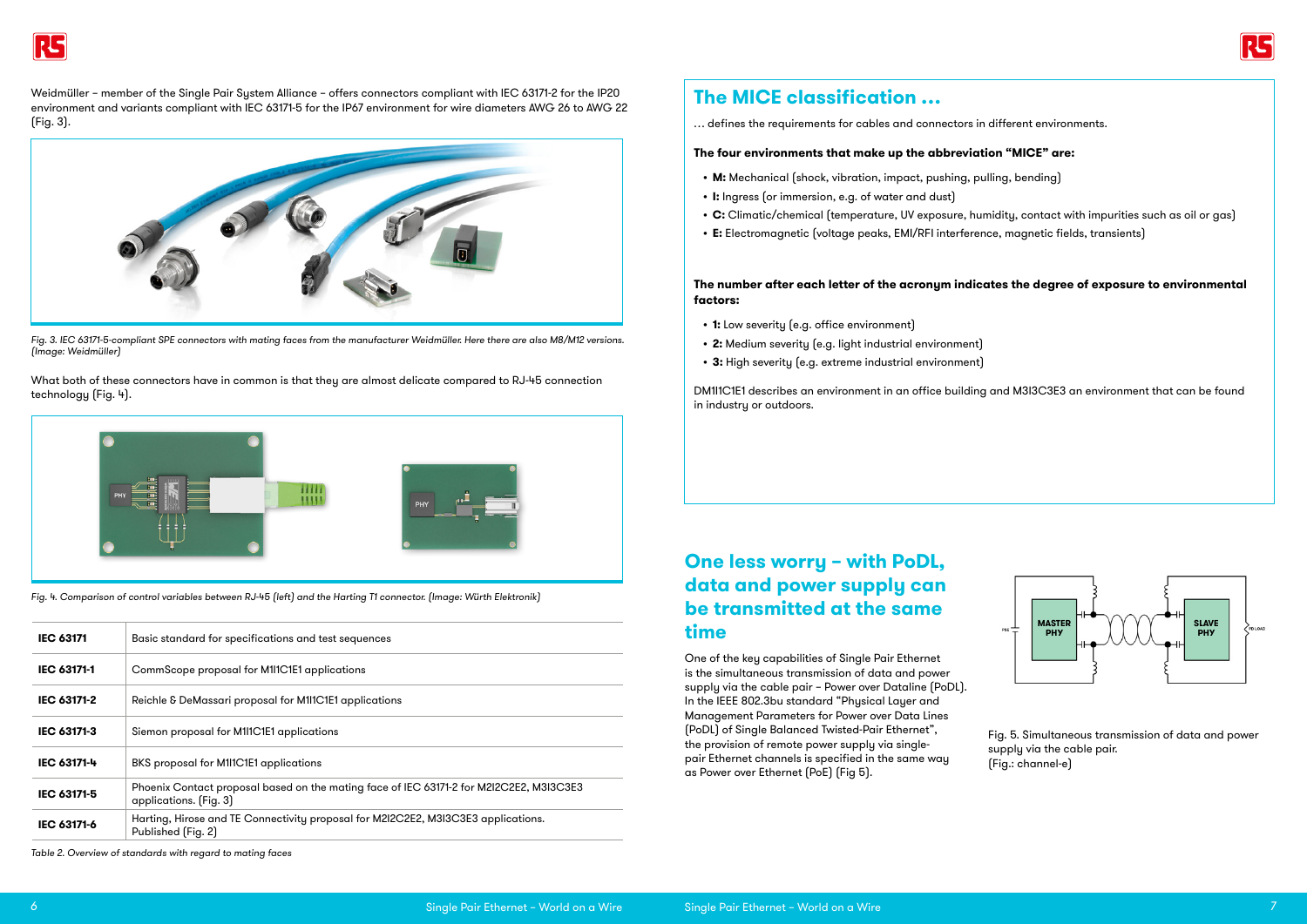Weidmüller – member of the Single Pair System Alliance – offers connectors compliant with IEC 63171-2 for the IP20 environment and variants compliant with IEC 63171-5 for the IP67 environment for wire diameters AWG 26 to AWG 22 (Fig. 3).

*Fig. 3. IEC 63171-5-compliant SPE connectors with mating faces from the manufacturer Weidmüller. Here there are also M8/M12 versions. (Image: Weidmüller)*

What both of these connectors have in common is that they are almost delicate compared to RJ-45 connection technology (Fig. 4).

*Fig. 4. Comparison of control variables between RJ-45 (left) and the Harting T1 connector. (Image: Würth Elektronik)*

| | |
|---|---|
| **IEC 63171** | Basic standard for specifications and test sequences |
| **IEC 63171-1** | CommScope proposal for M1I1C1E1 applications |
| **IEC 63171-2** | Reichle & DeMassari proposal for M1I1C1E1 applications |
| **IEC 63171-3** | Siemon proposal for M1I1C1E1 applications |
| **IEC 63171-4** | BKS proposal for M1I1C1E1 applications |
| **IEC 63171-5** | Phoenix Contact proposal based on the mating face of IEC 63171-2 for M2I2C2E2, M3I3C3E3 applications. (Fig. 3) |
| **IEC 63171-6** | Harting, Hirose and TE Connectivity proposal for M2I2C2E2, M3I3C3E3 applications. Published (Fig. 2) |

*Table 2. Overview of standards with regard to mating faces*

## The MICE classification ...

... defines the requirements for cables and connectors in different environments.

**The four environments that make up the abbreviation "MICE" are:**

- **M:** Mechanical (shock, vibration, impact, pushing, pulling, bending)
- **I:** Ingress (or immersion, e.g. of water and dust)
- **C:** Climatic/chemical (temperature, UV exposure, humidity, contact with impurities such as oil or gas)
- **E:** Electromagnetic (voltage peaks, EMI/RFI interference, magnetic fields, transients)

**The number after each letter of the acronym indicates the degree of exposure to environmental factors:**

- **1:** Low severity (e.g. office environment)
- **2:** Medium severity (e.g. light industrial environment)
- **3:** High severity (e.g. extreme industrial environment)

DM1I1C1E1 describes an environment in an office building and M3I3C3E3 an environment that can be found in industry or outdoors.

## One less worry – with PoDL, data and power supply can be transmitted at the same time

One of the key capabilities of Single Pair Ethernet is the simultaneous transmission of data and power supply via the cable pair – Power over Dataline (PoDL). In the IEEE 802.3bu standard "Physical Layer and Management Parameters for Power over Data Lines (PoDL) of Single Balanced Twisted-Pair Ethernet", the provision of remote power supply via single-pair Ethernet channels is specified in the same way as Power over Ethernet (PoE) (Fig 5).

Fig. 5. Simultaneous transmission of data and power supply via the cable pair.
(Fig.: channel-e)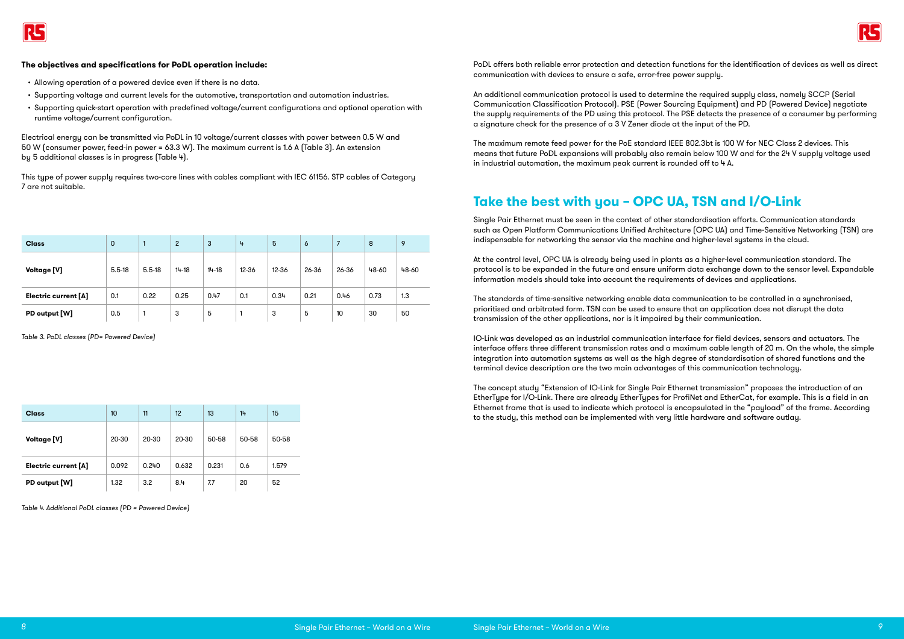**The objectives and specifications for PoDL operation include:**

- Allowing operation of a powered device even if there is no data.
- Supporting voltage and current levels for the automotive, transportation and automation industries.
- Supporting quick-start operation with predefined voltage/current configurations and optional operation with runtime voltage/current configuration.

Electrical energy can be transmitted via PoDL in 10 voltage/current classes with power between 0.5 W and 50 W (consumer power, feed-in power = 63.3 W). The maximum current is 1.6 A (Table 3). An extension by 5 additional classes is in progress (Table 4).

This type of power supply requires two-core lines with cables compliant with IEC 61156. STP cables of Category 7 are not suitable.

| Class | 0 | 1 | 2 | 3 | 4 | 5 | 6 | 7 | 8 | 9 |
|---|---|---|---|---|---|---|---|---|---|---|
| Voltage [V] | 5.5-18 | 5.5-18 | 14-18 | 14-18 | 12-36 | 12-36 | 26-36 | 26-36 | 48-60 | 48-60 |
| Electric current [A] | 0.1 | 0.22 | 0.25 | 0.47 | 0.1 | 0.34 | 0.21 | 0.46 | 0.73 | 1.3 |
| PD output [W] | 0.5 | 1 | 3 | 5 | 1 | 3 | 5 | 10 | 30 | 50 |

*Table 3. PoDL classes (PD= Powered Device)*

| Class | 10 | 11 | 12 | 13 | 14 | 15 |
|---|---|---|---|---|---|---|
| Voltage [V] | 20-30 | 20-30 | 20-30 | 50-58 | 50-58 | 50-58 |
| Electric current [A] | 0.092 | 0.240 | 0.632 | 0.231 | 0.6 | 1.579 |
| PD output [W] | 1.32 | 3.2 | 8.4 | 7.7 | 20 | 52 |

*Table 4. Additional PoDL classes (PD = Powered Device)*

PoDL offers both reliable error protection and detection functions for the identification of devices as well as direct communication with devices to ensure a safe, error-free power supply.

An additional communication protocol is used to determine the required supply class, namely SCCP (Serial Communication Classification Protocol). PSE (Power Sourcing Equipment) and PD (Powered Device) negotiate the supply requirements of the PD using this protocol. The PSE detects the presence of a consumer by performing a signature check for the presence of a 3 V Zener diode at the input of the PD.

The maximum remote feed power for the PoE standard IEEE 802.3bt is 100 W for NEC Class 2 devices. This means that future PoDL expansions will probably also remain below 100 W and for the 24 V supply voltage used in industrial automation, the maximum peak current is rounded off to 4 A.

## Take the best with you – OPC UA, TSN and I/O-Link

Single Pair Ethernet must be seen in the context of other standardisation efforts. Communication standards such as Open Platform Communications Unified Architecture (OPC UA) and Time-Sensitive Networking (TSN) are indispensable for networking the sensor via the machine and higher-level systems in the cloud.

At the control level, OPC UA is already being used in plants as a higher-level communication standard. The protocol is to be expanded in the future and ensure uniform data exchange down to the sensor level. Expandable information models should take into account the requirements of devices and applications.

The standards of time-sensitive networking enable data communication to be controlled in a synchronised, prioritised and arbitrated form. TSN can be used to ensure that an application does not disrupt the data transmission of the other applications, nor is it impaired by their communication.

IO-Link was developed as an industrial communication interface for field devices, sensors and actuators. The interface offers three different transmission rates and a maximum cable length of 20 m. On the whole, the simple integration into automation systems as well as the high degree of standardisation of shared functions and the terminal device description are the two main advantages of this communication technology.

The concept study "Extension of IO-Link for Single Pair Ethernet transmission" proposes the introduction of an EtherType for I/O-Link. There are already EtherTypes for ProfiNet and EtherCat, for example. This is a field in an Ethernet frame that is used to indicate which protocol is encapsulated in the "payload" of the frame. According to the study, this method can be implemented with very little hardware and software outlay.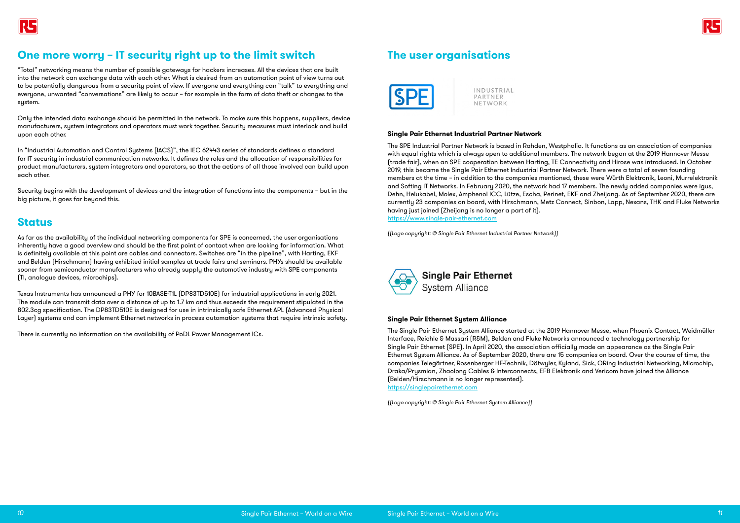## One more worry – IT security right up to the limit switch

"Total" networking means the number of possible gateways for hackers increases. All the devices that are built into the network can exchange data with each other. What is desired from an automation point of view turns out to be potentially dangerous from a security point of view. If everyone and everything can "talk" to everything and everyone, unwanted "conversations" are likely to occur – for example in the form of data theft or changes to the system.

Only the intended data exchange should be permitted in the network. To make sure this happens, suppliers, device manufacturers, system integrators and operators must work together. Security measures must interlock and build upon each other.

In "Industrial Automation and Control Systems (IACS)", the IEC 62443 series of standards defines a standard for IT security in industrial communication networks. It defines the roles and the allocation of responsibilities for product manufacturers, system integrators and operators, so that the actions of all those involved can build upon each other.

Security begins with the development of devices and the integration of functions into the components – but in the big picture, it goes far beyond this.

## Status

As far as the availability of the individual networking components for SPE is concerned, the user organisations inherently have a good overview and should be the first point of contact when are looking for information. What is definitely available at this point are cables and connectors. Switches are "in the pipeline", with Harting, EKF and Belden (Hirschmann) having exhibited initial samples at trade fairs and seminars. PHYs should be available sooner from semiconductor manufacturers who already supply the automotive industry with SPE components (TI, analogue devices, microchips).

Texas Instruments has announced a PHY for 10BASE-T1L (DP83TD510E) for industrial applications in early 2021. The module can transmit data over a distance of up to 1.7 km and thus exceeds the requirement stipulated in the 802.3cg specification. The DP83TD510E is designed for use in intrinsically safe Ethernet APL (Advanced Physical Layer) systems and can implement Ethernet networks in process automation systems that require intrinsic safety.

There is currently no information on the availability of PoDL Power Management ICs.

## The user organisations

SPE INDUSTRIAL PARTNER NETWORK

**Single Pair Ethernet Industrial Partner Network**

The SPE Industrial Partner Network is based in Rahden, Westphalia. It functions as an association of companies with equal rights which is always open to additional members. The network began at the 2019 Hannover Messe (trade fair), when an SPE cooperation between Harting, TE Connectivity and Hirose was introduced. In October 2019, this became the Single Pair Ethernet Industrial Partner Network. There were a total of seven founding members at the time – in addition to the companies mentioned, these were Würth Elektronik, Leoni, Murrelektronik and Softing IT Networks. In February 2020, the network had 17 members. The newly added companies were igus, Dehn, Helukabel, Molex, Amphenol ICC, Lütze, Escha, Perinet, EKF and Zheijang. As of September 2020, there are currently 23 companies on board, with Hirschmann, Metz Connect, Sinbon, Lapp, Nexans, THK and Fluke Networks having just joined (Zheijang is no longer a part of it).
https://www.single-pair-ethernet.com

*((Logo copyright: © Single Pair Ethernet Industrial Partner Network))*

Single Pair Ethernet System Alliance

**Single Pair Ethernet System Alliance**

The Single Pair Ethernet System Alliance started at the 2019 Hannover Messe, when Phoenix Contact, Weidmüller Interface, Reichle & Massari (R&M), Belden and Fluke Networks announced a technology partnership for Single Pair Ethernet (SPE). In April 2020, the association officially made an appearance as the Single Pair Ethernet System Alliance. As of September 2020, there are 15 companies on board. Over the course of time, the companies Telegärtner, Rosenberger HF-Technik, Dätwyler, Kyland, Sick, ORing Industrial Networking, Microchip, Draka/Prysmian, Zhaolong Cables & Interconnects, EFB Elektronik and Vericom have joined the Alliance (Belden/Hirschmann is no longer represented).
https://singlepairethernet.com

*((Logo copyright: © Single Pair Ethernet System Alliance))*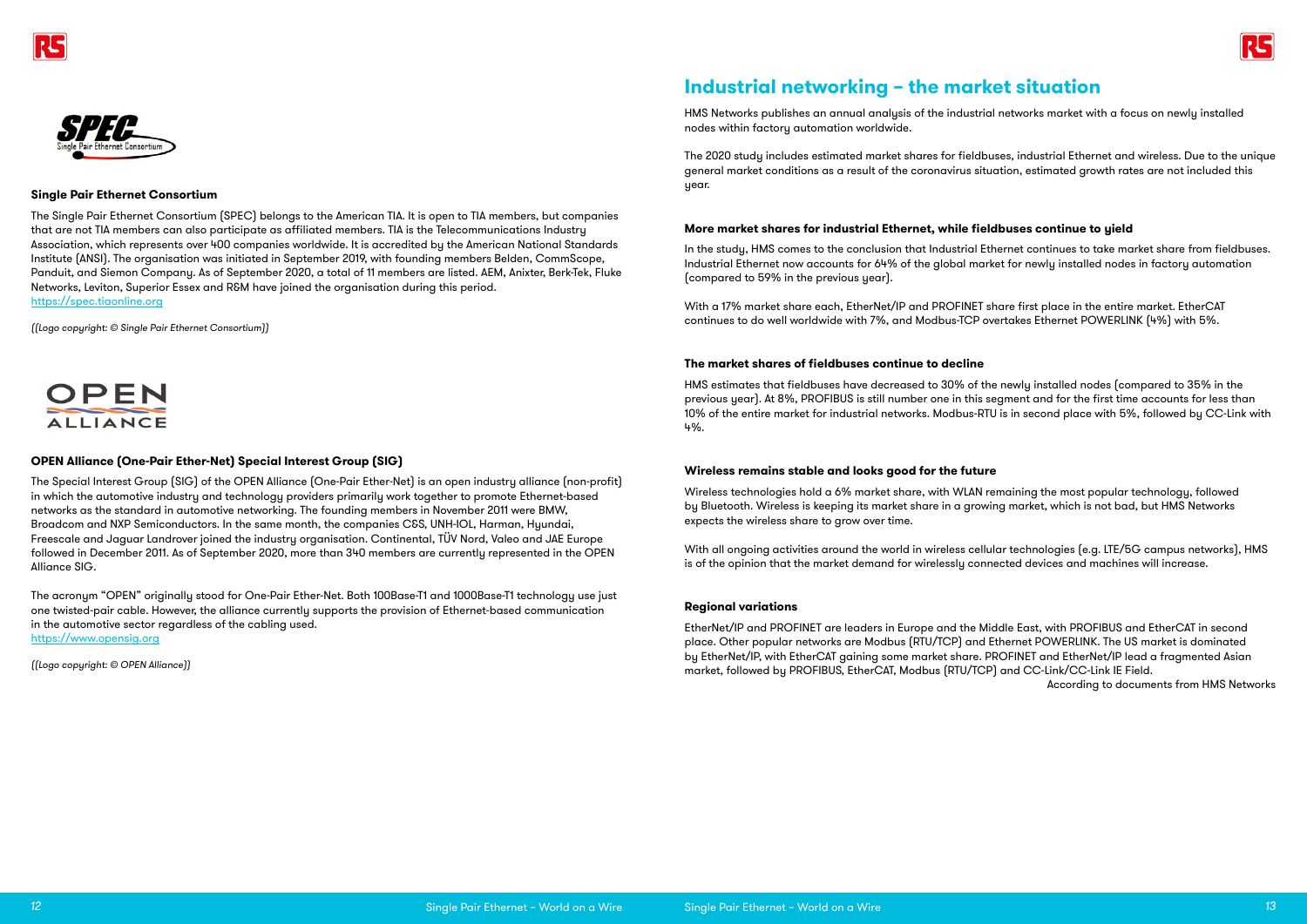### Single Pair Ethernet Consortium

The Single Pair Ethernet Consortium (SPEC) belongs to the American TIA. It is open to TIA members, but companies that are not TIA members can also participate as affiliated members. TIA is the Telecommunications Industry Association, which represents over 400 companies worldwide. It is accredited by the American National Standards Institute (ANSI). The organisation was initiated in September 2019, with founding members Belden, CommScope, Panduit, and Siemon Company. As of September 2020, a total of 11 members are listed. AEM, Anixter, Berk-Tek, Fluke Networks, Leviton, Superior Essex and R&M have joined the organisation during this period.
https://spec.tiaonline.org

*((Logo copyright: © Single Pair Ethernet Consortium))*

### OPEN Alliance (One-Pair Ether-Net) Special Interest Group (SIG)

The Special Interest Group (SIG) of the OPEN Alliance (One-Pair Ether-Net) is an open industry alliance (non-profit) in which the automotive industry and technology providers primarily work together to promote Ethernet-based networks as the standard in automotive networking. The founding members in November 2011 were BMW, Broadcom and NXP Semiconductors. In the same month, the companies C&S, UNH-IOL, Harman, Hyundai, Freescale and Jaguar Landrover joined the industry organisation. Continental, TÜV Nord, Valeo and JAE Europe followed in December 2011. As of September 2020, more than 340 members are currently represented in the OPEN Alliance SIG.

The acronym "OPEN" originally stood for One-Pair Ether-Net. Both 100Base-T1 and 1000Base-T1 technology use just one twisted-pair cable. However, the alliance currently supports the provision of Ethernet-based communication in the automotive sector regardless of the cabling used.
https://www.opensig.org

*((Logo copyright: © OPEN Alliance))*

## Industrial networking – the market situation

HMS Networks publishes an annual analysis of the industrial networks market with a focus on newly installed nodes within factory automation worldwide.

The 2020 study includes estimated market shares for fieldbuses, industrial Ethernet and wireless. Due to the unique general market conditions as a result of the coronavirus situation, estimated growth rates are not included this year.

### More market shares for industrial Ethernet, while fieldbuses continue to yield

In the study, HMS comes to the conclusion that Industrial Ethernet continues to take market share from fieldbuses. Industrial Ethernet now accounts for 64% of the global market for newly installed nodes in factory automation (compared to 59% in the previous year).

With a 17% market share each, EtherNet/IP and PROFINET share first place in the entire market. EtherCAT continues to do well worldwide with 7%, and Modbus-TCP overtakes Ethernet POWERLINK (4%) with 5%.

### The market shares of fieldbuses continue to decline

HMS estimates that fieldbuses have decreased to 30% of the newly installed nodes (compared to 35% in the previous year). At 8%, PROFIBUS is still number one in this segment and for the first time accounts for less than 10% of the entire market for industrial networks. Modbus-RTU is in second place with 5%, followed by CC-Link with 4%.

### Wireless remains stable and looks good for the future

Wireless technologies hold a 6% market share, with WLAN remaining the most popular technology, followed by Bluetooth. Wireless is keeping its market share in a growing market, which is not bad, but HMS Networks expects the wireless share to grow over time.

With all ongoing activities around the world in wireless cellular technologies (e.g. LTE/5G campus networks), HMS is of the opinion that the market demand for wirelessly connected devices and machines will increase.

### Regional variations

EtherNet/IP and PROFINET are leaders in Europe and the Middle East, with PROFIBUS and EtherCAT in second place. Other popular networks are Modbus (RTU/TCP) and Ethernet POWERLINK. The US market is dominated by EtherNet/IP, with EtherCAT gaining some market share. PROFINET and EtherNet/IP lead a fragmented Asian market, followed by PROFIBUS, EtherCAT, Modbus (RTU/TCP) and CC-Link/CC-Link IE Field.

According to documents from HMS Networks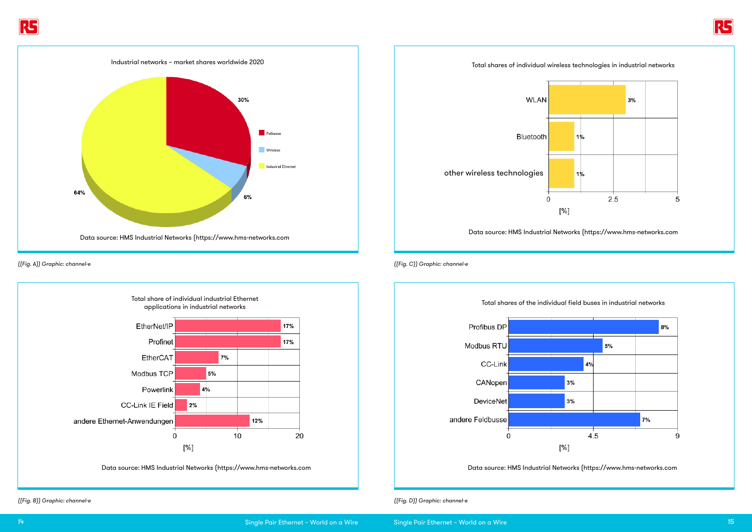**Industrial networks – market shares worldwide 2020**

| Category | Share |
|---|---|
| Feldbusse | 30% |
| Wireless | 6% |
| Industrial Ethernet | 64% |

Data source: HMS Industrial Networks (https://www.hms-networks.com

*((Fig. A)) Graphic: channel-e*

**Total share of individual industrial Ethernet applications in industrial networks**

| Application | [%] |
|---|---|
| EtherNet/IP | 17% |
| Profinet | 17% |
| EtherCAT | 7% |
| Modbus TCP | 5% |
| Powerlink | 4% |
| CC-Link IE Field | 2% |
| andere Ethernet-Anwendungen | 12% |

Data source: HMS Industrial Networks (https://www.hms-networks.com

*((Fig. B)) Graphic: channel-e*

**Total shares of individual wireless technologies in industrial networks**

| Technology | [%] |
|---|---|
| WLAN | 3% |
| Bluetooth | 1% |
| other wireless technologies | 1% |

Data source: HMS Industrial Networks (https://www.hms-networks.com

*((Fig. C)) Graphic: channel-e*

**Total shares of the individual field buses in industrial networks**

| Field bus | [%] |
|---|---|
| Profibus DP | 8% |
| Modbus RTU | 5% |
| CC-Link | 4% |
| CANopen | 3% |
| DeviceNet | 3% |
| andere Feldbusse | 7% |

Data source: HMS Industrial Networks (https://www.hms-networks.com

*((Fig. D)) Graphic: channel-e*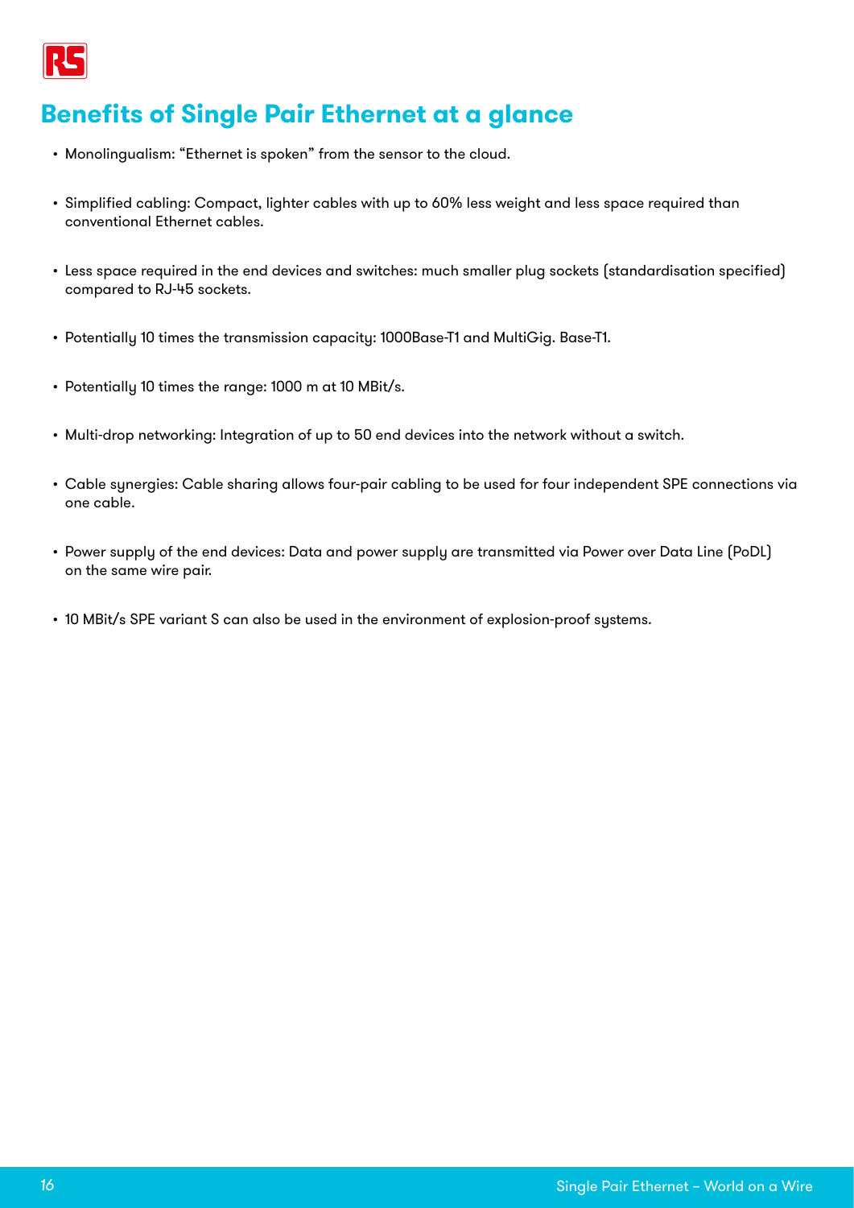## Benefits of Single Pair Ethernet at a glance

- Monolingualism: “Ethernet is spoken” from the sensor to the cloud.
- Simplified cabling: Compact, lighter cables with up to 60% less weight and less space required than conventional Ethernet cables.
- Less space required in the end devices and switches: much smaller plug sockets (standardisation specified) compared to RJ-45 sockets.
- Potentially 10 times the transmission capacity: 1000Base-T1 and MultiGig. Base-T1.
- Potentially 10 times the range: 1000 m at 10 MBit/s.
- Multi-drop networking: Integration of up to 50 end devices into the network without a switch.
- Cable synergies: Cable sharing allows four-pair cabling to be used for four independent SPE connections via one cable.
- Power supply of the end devices: Data and power supply are transmitted via Power over Data Line (PoDL) on the same wire pair.
- 10 MBit/s SPE variant S can also be used in the environment of explosion-proof systems.